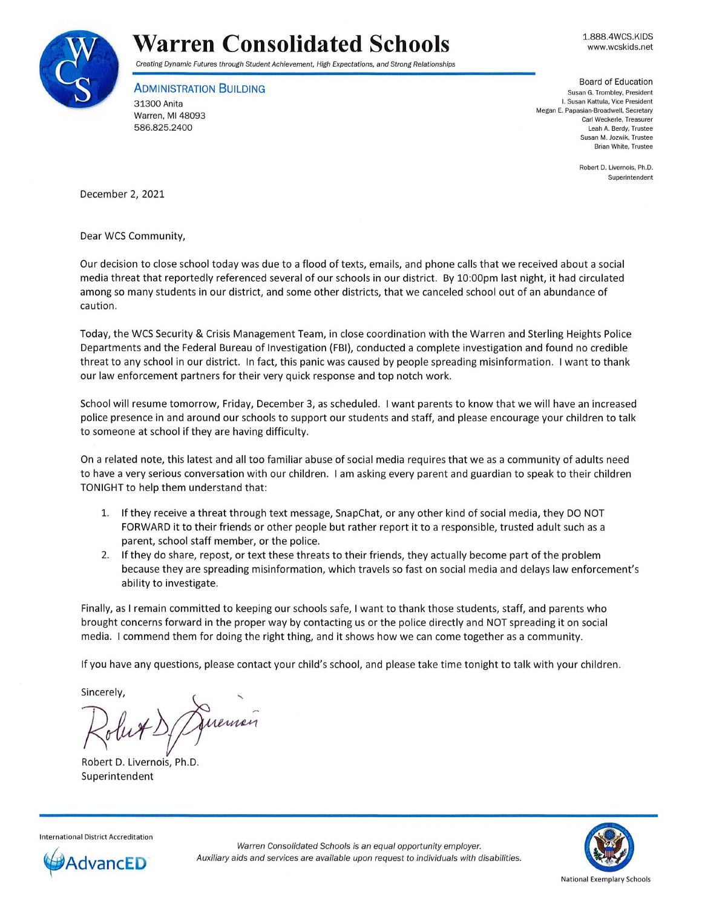# Warren Consolidated Schools

*Creating Dynamic Futures through Student Achievement, High Expectations, and Strong Relationships*

1.888.4WCS.KIDS
www.wcskids.net

**ADMINISTRATION BUILDING**
31300 Anita
Warren, MI 48093
586.825.2400

Board of Education
Susan G. Trombley, President
I. Susan Kattula, Vice President
Megan E. Papasian-Broadwell, Secretary
Carl Weckerle, Treasurer
Leah A. Berdy, Trustee
Susan M. Jozwik, Trustee
Brian White, Trustee

Robert D. Livernois, Ph.D.
Superintendent

December 2, 2021

Dear WCS Community,

Our decision to close school today was due to a flood of texts, emails, and phone calls that we received about a social media threat that reportedly referenced several of our schools in our district. By 10:00pm last night, it had circulated among so many students in our district, and some other districts, that we canceled school out of an abundance of caution.

Today, the WCS Security & Crisis Management Team, in close coordination with the Warren and Sterling Heights Police Departments and the Federal Bureau of Investigation (FBI), conducted a complete investigation and found no credible threat to any school in our district. In fact, this panic was caused by people spreading misinformation. I want to thank our law enforcement partners for their very quick response and top notch work.

School will resume tomorrow, Friday, December 3, as scheduled. I want parents to know that we will have an increased police presence in and around our schools to support our students and staff, and please encourage your children to talk to someone at school if they are having difficulty.

On a related note, this latest and all too familiar abuse of social media requires that we as a community of adults need to have a very serious conversation with our children. I am asking every parent and guardian to speak to their children TONIGHT to help them understand that:

1. If they receive a threat through text message, SnapChat, or any other kind of social media, they DO NOT FORWARD it to their friends or other people but rather report it to a responsible, trusted adult such as a parent, school staff member, or the police.
2. If they do share, repost, or text these threats to their friends, they actually become part of the problem because they are spreading misinformation, which travels so fast on social media and delays law enforcement's ability to investigate.

Finally, as I remain committed to keeping our schools safe, I want to thank those students, staff, and parents who brought concerns forward in the proper way by contacting us or the police directly and NOT spreading it on social media. I commend them for doing the right thing, and it shows how we can come together as a community.

If you have any questions, please contact your child's school, and please take time tonight to talk with your children.

Sincerely,

Robert D. Livernois, Ph.D.
Superintendent

International District Accreditation
AdvancED

*Warren Consolidated Schools is an equal opportunity employer.*
*Auxiliary aids and services are available upon request to individuals with disabilities.*

National Exemplary Schools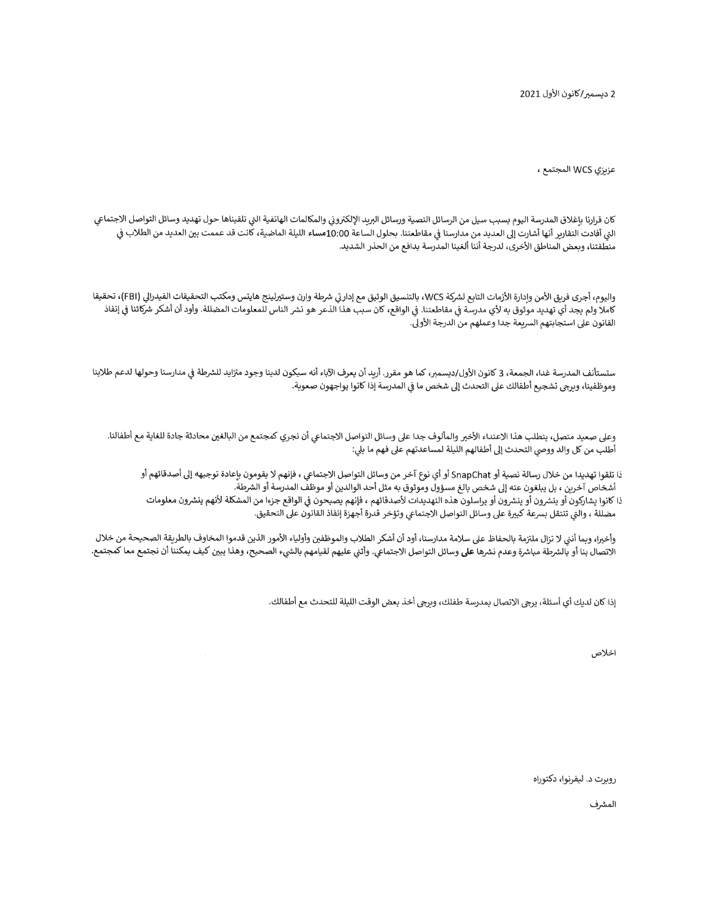2 ديسمبر/كانون الأول 2021

عزيزي WCS المجتمع ،

كان قرارنا بإغلاق المدرسة اليوم بسبب سيل من الرسائل النصية ورسائل البريد الإلكتروني والمكالمات الهاتفية التي تلقيناها حول تهديد وسائل التواصل الاجتماعي التي أفادت التقارير أنها أشارت إلى العديد من مدارسنا في مقاطعتنا. بحلول الساعة 10:00مساء الليلة الماضية، كانت قد عممت بين العديد من الطلاب في منطقتنا، وبعض المناطق الأخرى، لدرجة أننا ألغينا المدرسة بدافع من الحذر الشديد.

واليوم، أجرى فريق الأمن وإدارة الأزمات التابع لشركة WCS، بالتنسيق الوثيق مع إدارتي شرطة وارن وستيرلينج هايتس ومكتب التحقيقات الفيدرالي (FBI)، تحقيقا كاملا ولم يجد أي تهديد موثوق به لأي مدرسة في مقاطعتنا. في الواقع، كان سبب هذا الذعر هو نشر الناس للمعلومات المضللة. وأود أن أشكر شركائنا في إنفاذ القانون على استجابتهم السريعة جدا وعملهم من الدرجة الأولى.

ستستأنف المدرسة غدا، الجمعة، 3 كانون الأول/ديسمبر، كما هو مقرر. أريد أن يعرف الآباء أنه سيكون لدينا وجود متزايد للشرطة في مدارسنا وحولها لدعم طلابنا وموظفينا، ويرجى تشجيع أطفالك على التحدث إلى شخص ما في المدرسة إذا كانوا يواجهون صعوبة.

وعلى صعيد متصل، يتطلب هذا الاعتداء الأخير والمألوف جدا على وسائل التواصل الاجتماعي أن نجري كمجتمع من البالغين محادثة جادة للغاية مع أطفالنا. أطلب من كل والد ووصي التحدث إلى أطفالهم الليلة لمساعدتهم على فهم ما يلي:

- ذا تلقوا تهديدا من خلال رسالة نصية أو SnapChat أو أي نوع آخر من وسائل التواصل الاجتماعي ، فإنهم لا يقومون بإعادة توجيهه إلى أصدقائهم أو أشخاص آخرين ، بل يبلغون عنه إلى شخص بالغ مسؤول وموثوق به مثل أحد الوالدين أو موظف المدرسة أو الشرطة.
- ذا كانوا يشاركون أو ينشرون أو يراسلون هذه التهديدات لأصدقائهم ، فإنهم يصبحون في الواقع جزءا من المشكلة لأنهم ينشرون معلومات مضللة ، والتي تنتقل بسرعة كبيرة على وسائل التواصل الاجتماعي وتؤخر قدرة أجهزة إنفاذ القانون على التحقيق.

وأخيرا، وبما أنني لا تزال ملتزمة بالحفاظ على سلامة مدارسنا، أود أن أشكر الطلاب والموظفين وأولياء الأمور الذين قدموا المخاوف بالطريقة الصحيحة من خلال الاتصال بنا أو بالشرطة مباشرة وعدم نشرها **على** وسائل التواصل الاجتماعي. وأثني عليهم لقيامهم بالشيء الصحيح، وهذا يبين كيف يمكننا أن نجتمع معا كمجتمع.

إذا كان لديك أي أسئلة، يرجى الاتصال بمدرسة طفلك، ويرجى أخذ بعض الوقت الليلة للتحدث مع أطفالك.

اخلاص

روبرت د. ليفرنوا، دكتوراه

المشرف